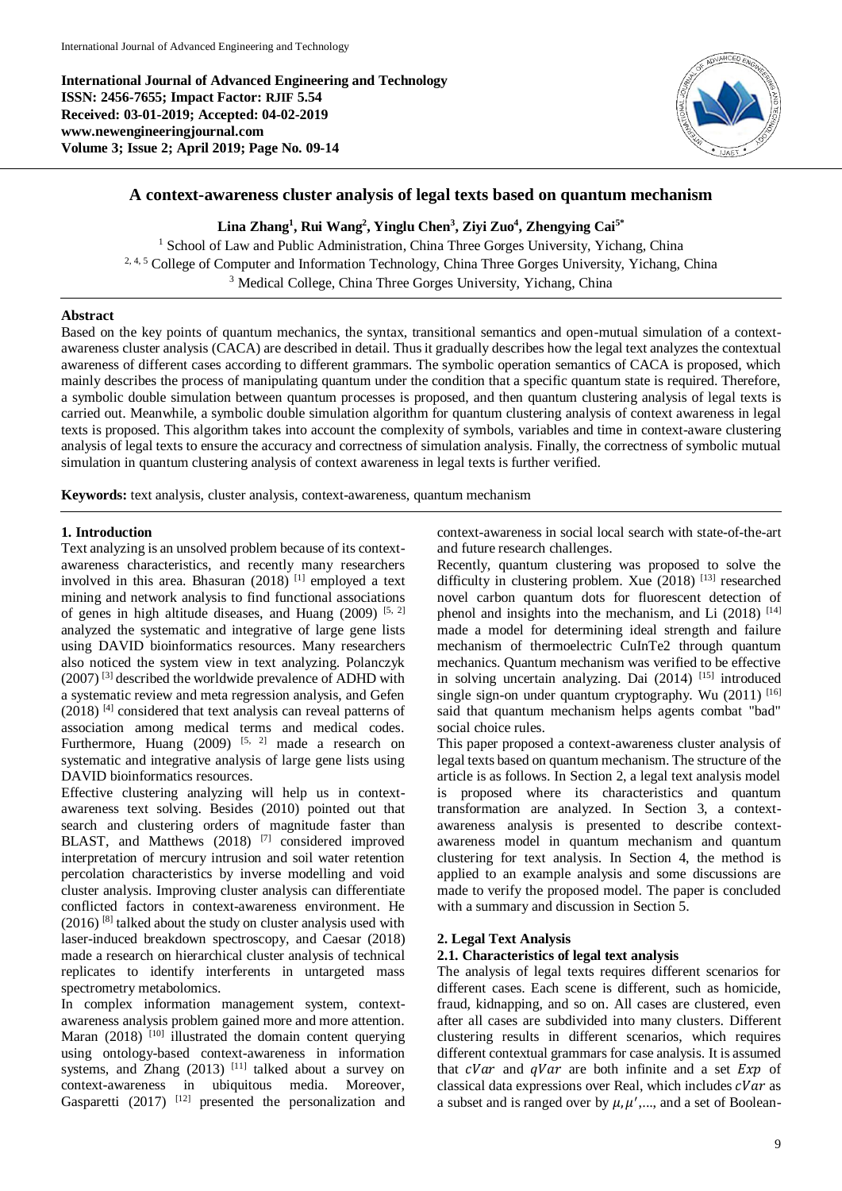International Journal of Advanced Engineering and Technology
ISSN: 2456-7655; Impact Factor: RJIF 5.54
Received: 03-01-2019; Accepted: 04-02-2019
www.newengineeringjournal.com

# A context-awareness cluster analysis of legal texts based on quantum mechanism

**Lina Zhang[1], Rui Wang[2], Yinglu Chen[3], Ziyi Zuo[4], Zhengying Cai[5*]**

[1] School of Law and Public Administration, China Three Gorges University, Yichang, China
[2, 4, 5] College of Computer and Information Technology, China Three Gorges University, Yichang, China
[3] Medical College, China Three Gorges University, Yichang, China

## Abstract

Based on the key points of quantum mechanics, the syntax, transitional semantics and open-mutual simulation of a context-awareness cluster analysis (CACA) are described in detail. Thus it gradually describes how the legal text analyzes the contextual awareness of different cases according to different grammars. The symbolic operation semantics of CACA is proposed, which mainly describes the process of manipulating quantum under the condition that a specific quantum state is required. Therefore, a symbolic double simulation between quantum processes is proposed, and then quantum clustering analysis of legal texts is carried out. Meanwhile, a symbolic double simulation algorithm for quantum clustering analysis of context awareness in legal texts is proposed. This algorithm takes into account the complexity of symbols, variables and time in context-aware clustering analysis of legal texts to ensure the accuracy and correctness of simulation analysis. Finally, the correctness of symbolic mutual simulation in quantum clustering analysis of context awareness in legal texts is further verified.

**Keywords:** text analysis, cluster analysis, context-awareness, quantum mechanism

## 1. Introduction

Text analyzing is an unsolved problem because of its context-awareness characteristics, and recently many researchers involved in this area. Bhasuran (2018) [1] employed a text mining and network analysis to find functional associations of genes in high altitude diseases, and Huang (2009) [5, 2] analyzed the systematic and integrative of large gene lists using DAVID bioinformatics resources. Many researchers also noticed the system view in text analyzing. Polanczyk (2007) [3] described the worldwide prevalence of ADHD with a systematic review and meta regression analysis, and Gefen (2018) [4] considered that text analysis can reveal patterns of association among medical terms and medical codes. Furthermore, Huang (2009) [5, 2] made a research on systematic and integrative analysis of large gene lists using DAVID bioinformatics resources.

Effective clustering analyzing will help us in context-awareness text solving. Besides (2010) pointed out that search and clustering orders of magnitude faster than BLAST, and Matthews (2018) [7] considered improved interpretation of mercury intrusion and soil water retention percolation characteristics by inverse modelling and void cluster analysis. Improving cluster analysis can differentiate conflicted factors in context-awareness environment. He (2016) [8] talked about the study on cluster analysis used with laser-induced breakdown spectroscopy, and Caesar (2018) made a research on hierarchical cluster analysis of technical replicates to identify interferents in untargeted mass spectrometry metabolomics.

In complex information management system, context-awareness analysis problem gained more and more attention. Maran (2018) [10] illustrated the domain content querying using ontology-based context-awareness in information systems, and Zhang (2013) [11] talked about a survey on context-awareness in ubiquitous media. Moreover, Gasparetti (2017) [12] presented the personalization and context-awareness in social local search with state-of-the-art and future research challenges.

Recently, quantum clustering was proposed to solve the difficulty in clustering problem. Xue (2018) [13] researched novel carbon quantum dots for fluorescent detection of phenol and insights into the mechanism, and Li (2018) [14] made a model for determining ideal strength and failure mechanism of thermoelectric CuInTe2 through quantum mechanics. Quantum mechanism was verified to be effective in solving uncertain analyzing. Dai (2014) [15] introduced single sign-on under quantum cryptography. Wu (2011) [16] said that quantum mechanism helps agents combat "bad" social choice rules.

This paper proposed a context-awareness cluster analysis of legal texts based on quantum mechanism. The structure of the article is as follows. In Section 2, a legal text analysis model is proposed where its characteristics and quantum transformation are analyzed. In Section 3, a context-awareness analysis is presented to describe context-awareness model in quantum mechanism and quantum clustering for text analysis. In Section 4, the method is applied to an example analysis and some discussions are made to verify the proposed model. The paper is concluded with a summary and discussion in Section 5.

## 2. Legal Text Analysis

### 2.1. Characteristics of legal text analysis

The analysis of legal texts requires different scenarios for different cases. Each scene is different, such as homicide, fraud, kidnapping, and so on. All cases are clustered, even after all cases are subdivided into many clusters. Different clustering results in different scenarios, which requires different contextual grammars for case analysis. It is assumed that $cVar$ and $qVar$ are both infinite and a set $Exp$ of classical data expressions over Real, which includes $cVar$ as a subset and is ranged over by $\mu, \mu'$,..., and a set of Boolean-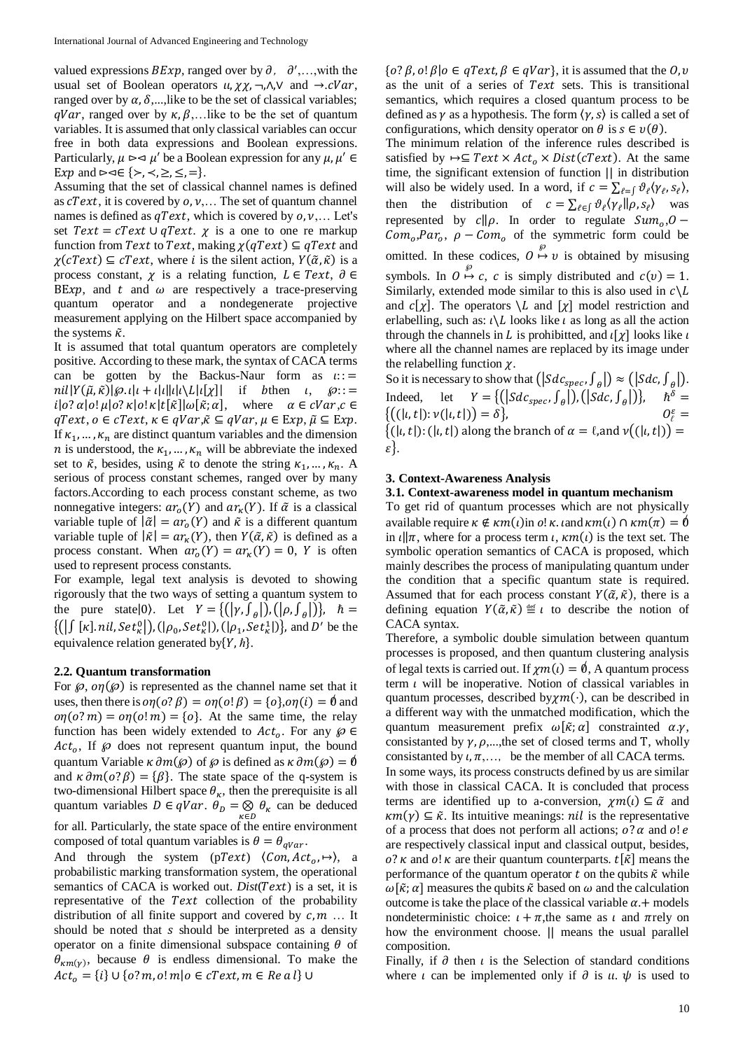valued expressions $BExp$, ranged over by $\partial$, $\partial'$,…,with the usual set of Boolean operators $\iota, \chi\chi, \neg, \wedge, \vee$ and $\rightarrow .cVar$, ranged over by $\alpha, \delta$,...,like to be the set of classical variables; $qVar$, ranged over by $\kappa, \beta$,…like to be the set of quantum variables. It is assumed that only classical variables can occur free in both data expressions and Boolean expressions. Particularly, $\mu \rhd\lhd \mu'$ be a Boolean expression for any $\mu, \mu' \in$ E$xp$ and $\rhd\lhd \in \{\succ, \prec, \geq, \leq, =\}$.

Assuming that the set of classical channel names is defined as $cText$, it is covered by $o, v$,… The set of quantum channel names is defined as $qText$, which is covered by $o, v$,… Let's set $Text = cText \cup qText$. $\chi$ is a one to one re markup function from $Text$ to $Text$, making $\chi(qText) \subseteq qText$ and $\chi(cText) \subseteq cText$, where $i$ is the silent action, $Y(\tilde{\alpha}, \tilde{\kappa})$ is a process constant, $\chi$ is a relating function, $L \in Text$, $\partial \in$ BE$xp$, and $t$ and $\omega$ are respectively a trace-preserving quantum operator and a nondegenerate projective measurement applying on the Hilbert space accompanied by the systems $\tilde{\kappa}$.

It is assumed that total quantum operators are completely positive. According to these mark, the syntax of CACA terms can be gotten by the Backus-Naur form as $\iota ::= nil|Y(\tilde{\mu}, \tilde{\kappa})|\wp.\iota|\iota + \iota|\iota\|\iota|\iota\backslash L|\iota[\chi]|$ if $b$then $\iota$, $\wp ::= i|o?\,\alpha|o!\,\mu|o?\,\kappa|o!\,\kappa|t[\tilde{\kappa}]|\omega[\tilde{\kappa}; \alpha]$, where $\alpha \in cVar, c \in qText$, $o \in cText$, $\kappa \in qVar, \tilde{\kappa} \subseteq qVar$, $\mu \in$ E$xp$, $\tilde{\mu} \subseteq$ E$xp$. If $\kappa_1, \ldots, \kappa_n$ are distinct quantum variables and the dimension $n$ is understood, the $\kappa_1, \ldots, \kappa_n$ will be abbreviate the indexed set to $\tilde{\kappa}$, besides, using $\tilde{\kappa}$ to denote the string $\kappa_1, \ldots, \kappa_n$. A serious of process constant schemes, ranged over by many factors.According to each process constant scheme, as two nonnegative integers: $ar_o(Y)$ and $ar_\kappa(Y)$. If $\tilde{\alpha}$ is a classical variable tuple of $|\tilde{\alpha}| = ar_o(Y)$ and $\tilde{\kappa}$ is a different quantum variable tuple of $|\tilde{\kappa}| = ar_\kappa(Y)$, then $Y(\tilde{\alpha}, \tilde{\kappa})$ is defined as a process constant. When $ar_o(Y) = ar_\kappa(Y) = 0$, $Y$ is often used to represent process constants.

For example, legal text analysis is devoted to showing rigorously that the two ways of setting a quantum system to the pure state$|0\rangle$. Let $Y = \{(|\gamma, \int_\theta|), (|\rho, \int_\theta|)\}$, $\hbar = \{(|\int [\kappa].nil, Set_\kappa^0|), (|\rho_0, Set_\kappa^0|), (|\rho_1, Set_\kappa^1|)\}$, and $D'$ be the equivalence relation generated by$\{Y, \hbar\}$.

### 2.2. Quantum transformation

For $\wp$, $o\eta(\wp)$ is represented as the channel name set that it uses, then there is $o\eta(o?\,\beta) = o\eta(o!\,\beta) = \{o\}$,$o\eta(i) = \emptyset$ and $o\eta(o?\,m) = o\eta(o!\,m) = \{o\}$. At the same time, the relay function has been widely extended to $Act_o$. For any $\wp \in Act_o$, If $\wp$ does not represent quantum input, the bound quantum Variable $\kappa\,\partial m(\wp)$ of $\wp$ is defined as $\kappa\,\partial m(\wp) = \emptyset$ and $\kappa\,\partial m(o?\,\beta) = \{\beta\}$. The state space of the q-system is two-dimensional Hilbert space $\theta_\kappa$, then the prerequisite is all quantum variables $D \in qVar$. $\theta_D = \bigotimes_{\kappa \in D} \theta_\kappa$ can be deduced for all. Particularly, the state space of the entire environment composed of total quantum variables is $\theta = \theta_{qVar}$.

And through the system (p$Text$) $\langle Con, Act_o, \mapsto \rangle$, a probabilistic marking transformation system, the operational semantics of CACA is worked out. $Dist(Text)$ is a set, it is representative of the $Text$ collection of the probability distribution of all finite support and covered by $c, m$ … It should be noted that $s$ should be interpreted as a density operator on a finite dimensional subspace containing $\theta$ of $\theta_{\kappa m(\gamma)}$, because $\theta$ is endless dimensional. To make the $Act_o = \{i\} \cup \{o?\,m, o!\,m | o \in cText, m \in Re\,a\,l\} \cup \{o?\,\beta, o!\,\beta | o \in qText, \beta \in qVar\}$, it is assumed that the $O, \upsilon$ as the unit of a series of $Text$ sets. This is transitional semantics, which requires a closed quantum process to be defined as $\gamma$ as a hypothesis. The form $\langle \gamma, s \rangle$ is called a set of configurations, which density operator on $\theta$ is $s \in \upsilon(\theta)$.

The minimum relation of the inference rules described is satisfied by $\mapsto \subseteq Text \times Act_o \times Dist(cText)$. At the same time, the significant extension of function $\|$ in distribution will also be widely used. In a word, if $c = \sum_{\ell = \int} \vartheta_\ell \langle \gamma_\ell, s_\ell \rangle$, then the distribution of $c = \sum_{\ell \in \int} \vartheta_\ell \langle \gamma_\ell \| \rho, s_\ell \rangle$ was represented by $c\|\rho$. In order to regulate $Sum_o$,$O - Com_o$,$Par_o$, $\rho - Com_o$ of the symmetric form could be omitted. In these codices, $O \overset{\wp}{\mapsto} \upsilon$ is obtained by misusing symbols. In $O \overset{\wp}{\mapsto} c$, $c$ is simply distributed and $c(\upsilon) = 1$. Similarly, extended mode similar to this is also used in $c\backslash L$ and $c[\chi]$. The operators $\backslash L$ and $[\chi]$ model restriction and erlabelling, such as: $\iota\backslash L$ looks like $\iota$ as long as all the action through the channels in $L$ is prohibitted, and $\iota[\chi]$ looks like $\iota$ where all the channel names are replaced by its image under the relabelling function $\chi$.

So it is necessary to show that $(|Sdc_{spec}, \int_\theta|) \approx (|Sdc, \int_\theta|)$. Indeed, let $Y = \{(|Sdc_{spec}, \int_\theta|), (|Sdc, \int_\theta|)\}$, $\hbar^\delta = \{((|\iota, t|): \nu(|\iota, t|)) = \delta\}$, $O_\ell^\varepsilon = \{(|\iota, t|): (|\iota, t|)$ along the branch of $\alpha = \ell$,and $\nu((|\iota, t|)) = \varepsilon\}$.

## 3. Context-Awareness Analysis

### 3.1. Context-awareness model in quantum mechanism

To get rid of quantum processes which are not physically available require $\kappa \notin \kappa m(\iota)$in $o!\,\kappa$. $\iota$and $\kappa m(\iota) \cap \kappa m(\pi) = \emptyset$ in $\iota\|\pi$, where for a process term $\iota$, $\kappa m(\iota)$ is the text set. The symbolic operation semantics of CACA is proposed, which mainly describes the process of manipulating quantum under the condition that a specific quantum state is required. Assumed that for each process constant $Y(\tilde{\alpha}, \tilde{\kappa})$, there is a defining equation $Y(\tilde{\alpha}, \tilde{\kappa}) \overset{\text{def}}{=} \iota$ to describe the notion of CACA syntax.

Therefore, a symbolic double simulation between quantum processes is proposed, and then quantum clustering analysis of legal texts is carried out. If $\chi m(\iota) = \emptyset$, A quantum process term $\iota$ will be inoperative. Notion of classical variables in quantum processes, described by$\chi m(\cdot)$, can be described in a different way with the unmatched modification, which the quantum measurement prefix $\omega[\tilde{\kappa}; \alpha]$ constrainted $\alpha.\gamma$, consistanted by $\gamma, \rho$,...,the set of closed terms and T, wholly consistanted by $\iota, \pi$,…, be the member of all CACA terms.

In some ways, its process constructs defined by us are similar with those in classical CACA. It is concluded that process terms are identified up to a-conversion, $\chi m(\iota) \subseteq \tilde{\alpha}$ and $\kappa m(\gamma) \subseteq \tilde{\kappa}$. Its intuitive meanings: $nil$ is the representative of a process that does not perform all actions; $o?\,\alpha$ and $o!\,e$ are respectively classical input and classical output, besides, $o?\,\kappa$ and $o!\,\kappa$ are their quantum counterparts. $t[\tilde{\kappa}]$ means the performance of the quantum operator $t$ on the qubits $\tilde{\kappa}$ while $\omega[\tilde{\kappa}; \alpha]$ measures the qubits $\tilde{\kappa}$ based on $\omega$ and the calculation outcome is take the place of the classical variable $\alpha$.+ models nondeterministic choice: $\iota + \pi$,the same as $\iota$ and $\pi$rely on how the environment choose. $\|$ means the usual parallel composition.

Finally, if $\partial$ then $\iota$ is the Selection of standard conditions where $\iota$ can be implemented only if $\partial$ is $\iota$. $\psi$ is used to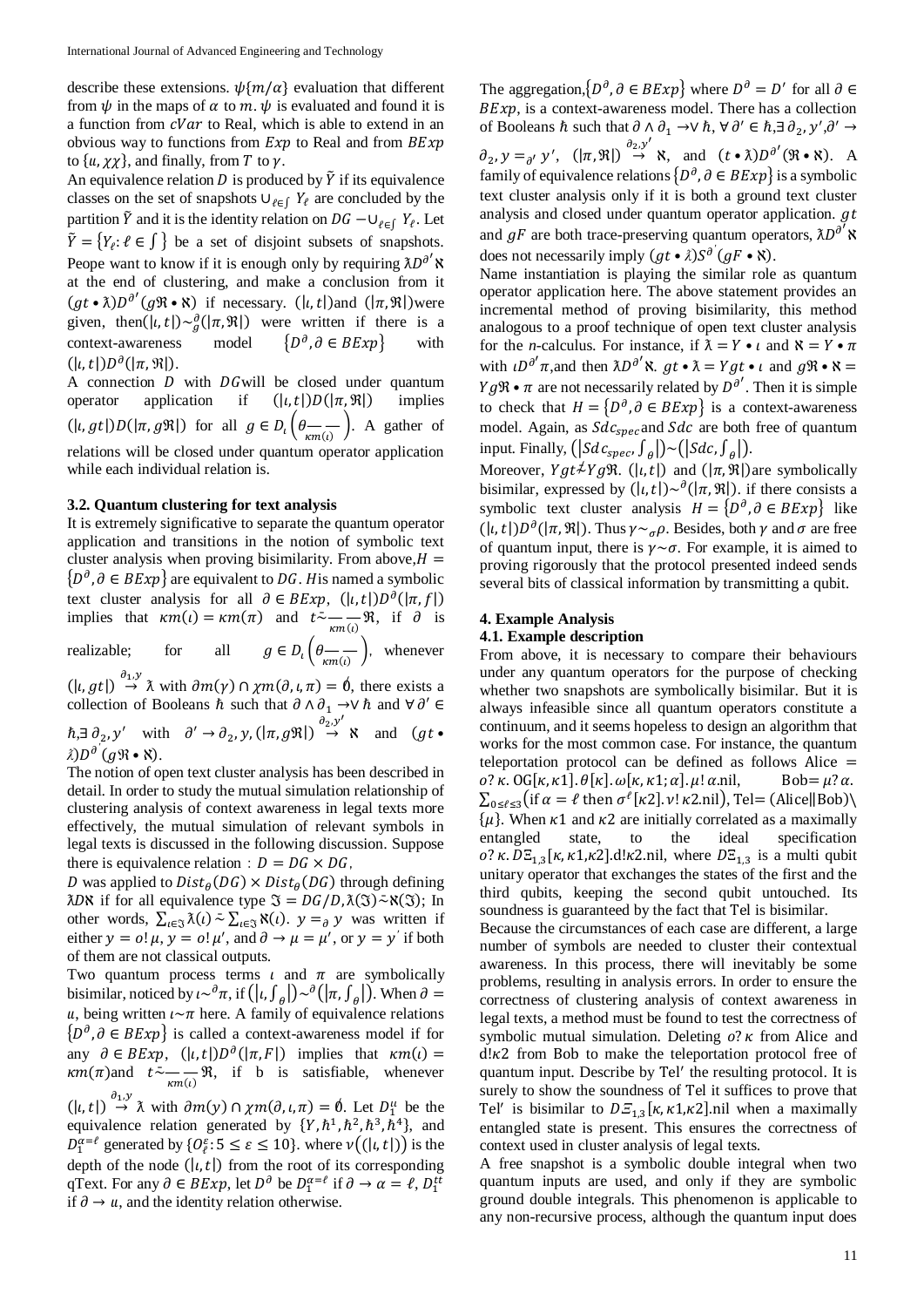describe these extensions. $\psi\{m/\alpha\}$ evaluation that different from $\psi$ in the maps of $\alpha$ to $m$. $\psi$ is evaluated and found it is a function from $cVar$ to Real, which is able to extend in an obvious way to functions from $Exp$ to Real and from $BExp$ to $\{\iota, \chi\chi\}$, and finally, from $T$ to $\gamma$.

An equivalence relation $D$ is produced by $\tilde{Y}$ if its equivalence classes on the set of snapshots $\cup_{\ell \in \int} Y_\ell$ are concluded by the partition $\tilde{Y}$ and it is the identity relation on $DG - \cup_{\ell \in \int} Y_\ell$. Let $\tilde{Y} = \{Y_\ell : \ell \in \int\}$ be a set of disjoint subsets of snapshots. Peope want to know if it is enough only by requiring $\lambda D^{\partial'} \aleph$ at the end of clustering, and make a conclusion from it $(gt \bullet \lambda) D^{\partial'} (g\Re \bullet \aleph)$ if necessary. $(|\iota, t|)$and $(|\pi, \Re|)$were given, then$(|\iota, t|) \sim_g^{\partial} (|\pi, \Re|)$ were written if there is a context-awareness model $\{D^\partial, \partial \in BExp\}$ with $(|\iota, t|) D^\partial (|\pi, \Re|)$.

A connection $D$ with $DG$will be closed under quantum operator application if $(|\iota, t|) D (|\pi, \Re|)$ implies $(|\iota, gt|) D (|\pi, g\Re|)$ for all $g \in D_\iota\left(\theta \frac{}{\kappa m(\iota)}\right)$. A gather of relations will be closed under quantum operator application while each individual relation is.

### 3.2. Quantum clustering for text analysis

It is extremely significative to separate the quantum operator application and transitions in the notion of symbolic text cluster analysis when proving bisimilarity. From above,$H = \{D^\partial, \partial \in BExp\}$ are equivalent to $DG$. $H$is named a symbolic text cluster analysis for all $\partial \in BExp$, $(|\iota, t|) D^\partial (|\pi, f|)$ implies that $\kappa m(\iota) = \kappa m(\pi)$ and $t \tilde{\underset{\kappa m(\iota)}{—}} \Re$, if $\partial$ is realizable; for all $g \in D_\iota\left(\theta \frac{}{\kappa m(\iota)}\right)$, whenever $(|\iota, gt|) \overset{\partial_1, y}{\rightarrow} \lambda$ with $\partial m(\gamma) \cap \chi m(\partial, \iota, \pi) = \emptyset$, there exists a collection of Booleans $\hbar$ such that $\partial \wedge \partial_1 \rightarrow \vee \hbar$ and $\forall \partial' \in \hbar, \exists \partial_2, y'$ with $\partial' \rightarrow \partial_2, y, (|\pi, g\Re|) \overset{\partial_2, y'}{\rightarrow} \aleph$ and $(gt \bullet \lambda) D^\partial (g\Re \bullet \aleph)$.

The notion of open text cluster analysis has been described in detail. In order to study the mutual simulation relationship of clustering analysis of context awareness in legal texts more effectively, the mutual simulation of relevant symbols in legal texts is discussed in the following discussion. Suppose there is equivalence relation : $D = DG \times DG$,

$D$ was applied to $Dist_\theta(DG) \times Dist_\theta(DG)$ through defining $\lambda D \aleph$ if for all equivalence type $\Im = DG/D, \lambda(\Im) \tilde{=} \aleph(\Im)$; In other words, $\sum_{\iota \in \Im} \lambda(\iota) \tilde{=} \sum_{\iota \in \Im} \aleph(\iota)$. $y =_\partial y$ was written if either $y = o!\mu$, $y = o!\mu'$, and $\partial \rightarrow \mu = \mu'$, or $y = y'$ if both of them are not classical outputs.

Two quantum process terms $\iota$ and $\pi$ are symbolically bisimilar, noticed by $\iota \sim^\partial \pi$, if $\left(\left|\iota, \int_\theta\right|\right) \sim^\partial \left(\left|\pi, \int_\theta\right|\right)$. When $\partial = u$, being written $\iota \sim \pi$ here. A family of equivalence relations $\{D^\partial, \partial \in BExp\}$ is called a context-awareness model for if for any $\partial \in BExp$, $(|\iota, t|) D^\partial (|\pi, F|)$ implies that $\kappa m(\iota) = \kappa m(\pi)$and $t \tilde{\underset{\kappa m(\iota)}{—}} \Re$, if b is satisfiable, whenever $(|\iota, t|) \overset{\partial_1, y}{\rightarrow} \lambda$ with $\partial m(y) \cap \chi m(\partial, \iota, \pi) = \emptyset$. Let $D_1^u$ be the equivalence relation generated by $\{Y, \hbar^1, \hbar^2, \hbar^3, \hbar^4\}$, and $D_1^{\alpha=\ell}$ generated by $\{O_\ell^\varepsilon : 5 \le \varepsilon \le 10\}$. where $\nu((|\iota, t|))$ is the depth of the node $(|\iota, t|)$ from the root of its corresponding qText. For any $\partial \in BExp$, let $D^\partial$ be $D_1^{\alpha=\ell}$ if $\partial \rightarrow \alpha = \ell$, $D_1^{tt}$ if $\partial \rightarrow u$, and the identity relation otherwise.

The aggregation,$\{D^\partial, \partial \in BExp\}$ where $D^\partial = D'$ for all $\partial \in BExp$, is a context-awareness model. There has a collection of Booleans $\hbar$ such that $\partial \wedge \partial_1 \rightarrow \vee \hbar$, $\forall \partial' \in \hbar, \exists \partial_2, y', \partial' \rightarrow \partial_2, y =_{\partial'} y'$, $(|\pi, \Re|) \overset{\partial_2, y'}{\rightarrow} \aleph$, and $(t \bullet \lambda) D^{\partial'} (\Re \bullet \aleph)$. A family of equivalence relations $\{D^\partial, \partial \in BExp\}$ is a symbolic text cluster analysis only if it is both a ground text cluster analysis and closed under quantum operator application. $gt$ and $gF$ are both trace-preserving quantum operators, $\lambda D^{\partial'} \aleph$ does not necessarily imply $(gt \bullet \lambda) S^{\partial'} (gF \bullet \aleph)$.

Name instantiation is playing the similar role as quantum operator application here. The above statement provides an incremental method of proving bisimilarity, this method analogous to a proof technique of open text cluster analysis for the *n*-calculus. For instance, if $\lambda = Y \bullet \iota$ and $\aleph = Y \bullet \pi$ with $\iota D^{\partial'} \pi$,and then $\lambda D^{\partial'} \aleph$. $gt \bullet \lambda = Ygt \bullet \iota$ and $g\Re \bullet \aleph = Yg\Re \bullet \pi$ are not necessarily related by $D^{\partial'}$. Then it is simple to check that $H = \{D^\partial, \partial \in BExp\}$ is a context-awareness model. Again, as $Sdc_{spec}$and $Sdc$ are both free of quantum input. Finally, $\left(\left|Sdc_{spec}, \int_\theta\right|\right) \sim \left(\left|Sdc, \int_\theta\right|\right)$.

Moreover, $Ygt \not\sim Yg\Re$. $(|\iota, t|)$ and $(|\pi, \Re|)$are symbolically bisimilar, expressed by $(|\iota, t|) \sim^\partial (|\pi, \Re|)$. if there consists a symbolic text cluster analysis $H = \{D^\partial, \partial \in BExp\}$ like $(|\iota, t|) D^\partial (|\pi, \Re|)$. Thus $\gamma \sim_\sigma \rho$. Besides, both $\gamma$ and $\sigma$ are free of quantum input, there is $\gamma \sim \sigma$. For example, it is aimed to proving rigorously that the protocol presented indeed sends several bits of classical information by transmitting a qubit.

## 4. Example Analysis

### 4.1. Example description

From above, it is necessary to compare their behaviours under any quantum operators for the purpose of checking whether two snapshots are symbolically bisimilar. But it is always infeasible since all quantum operators constitute a continuum, and it seems hopeless to design an algorithm that works for the most common case. For instance, the quantum teleportation protocol can be defined as follows Alice $= o?\kappa.\ OG[\kappa, \kappa 1].\theta[\kappa].\omega[\kappa, \kappa 1; \alpha].\mu!\alpha.\mathrm{nil}$, Bob$= \mu?\alpha.\ \sum_{0 \le \ell \le 3}(\text{if } \alpha = \ell \text{ then } \sigma^\ell[\kappa 2].\nu!\kappa 2.\mathrm{nil})$, Tel$=$ (Alice$\|$Bob)$\backslash\{\mu\}$. When $\kappa 1$ and $\kappa 2$ are initially correlated as a maximally entangled state, to the ideal specification $o?\kappa.\ D\Xi_{1,3}[\kappa, \kappa 1, \kappa 2].\mathrm{d}!\kappa 2.\mathrm{nil}$, where $D\Xi_{1,3}$ is a multi qubit unitary operator that exchanges the states of the first and the third qubits, keeping the second qubit untouched. Its soundness is guaranteed by the fact that Tel is bisimilar.

Because the circumstances of each case are different, a large number of symbols are needed to cluster their contextual awareness. In this process, there will inevitably be some problems, resulting in analysis errors. In order to ensure the correctness of clustering analysis of context awareness in legal texts, a method must be found to test the correctness of symbolic mutual simulation. Deleting $o?\kappa$ from Alice and $\mathrm{d}!\kappa 2$ from Bob to make the teleportation protocol free of quantum input. Describe by Tel′ the resulting protocol. It is surely to show the soundness of Tel it suffices to prove that Tel′ is bisimilar to $D\Xi_{1,3}[\kappa, \kappa 1, \kappa 2].\mathrm{nil}$ when a maximally entangled state is present. This ensures the correctness of context used in cluster analysis of legal texts.

A free snapshot is a symbolic double integral when two quantum inputs are used, and only if they are symbolic ground double integrals. This phenomenon is applicable to any non-recursive process, although the quantum input does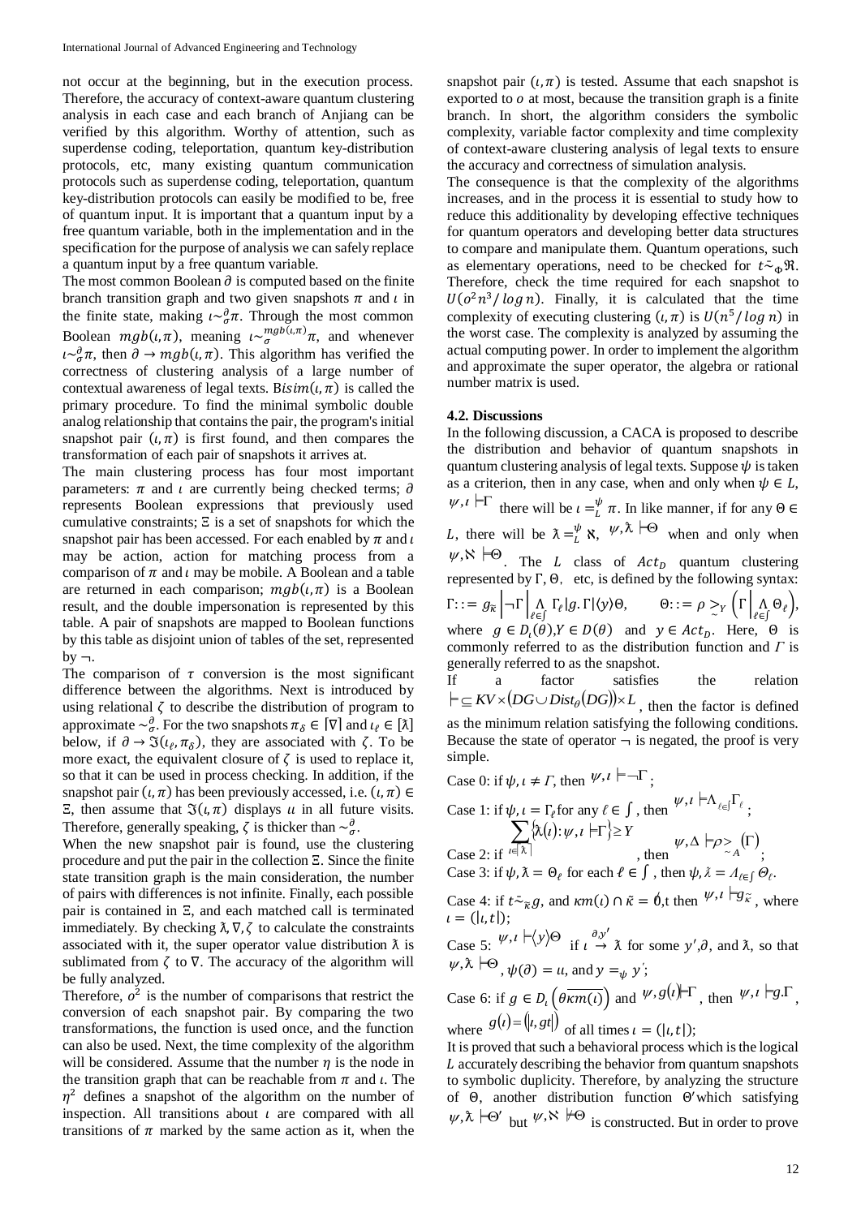not occur at the beginning, but in the execution process. Therefore, the accuracy of context-aware quantum clustering analysis in each case and each branch of Anjiang can be verified by this algorithm. Worthy of attention, such as superdense coding, teleportation, quantum key-distribution protocols, etc, many existing quantum communication protocols such as superdense coding, teleportation, quantum key-distribution protocols can easily be modified to be, free of quantum input. It is important that a quantum input by a free quantum variable, both in the implementation and in the specification for the purpose of analysis we can safely replace a quantum input by a free quantum variable.

The most common Boolean $\partial$ is computed based on the finite branch transition graph and two given snapshots $\pi$ and $\iota$ in the finite state, making $\iota \sim_{\sigma}^{\partial} \pi$. Through the most common Boolean $mgb(\iota,\pi)$, meaning $\iota \sim_{\sigma}^{mgb(\iota,\pi)} \pi$, and whenever $\iota \sim_{\sigma}^{\partial} \pi$, then $\partial \rightarrow mgb(\iota,\pi)$. This algorithm has verified the correctness of clustering analysis of a large number of contextual awareness of legal texts. $Bisim(\iota,\pi)$ is called the primary procedure. To find the minimal symbolic double analog relationship that contains the pair, the program's initial snapshot pair $(\iota,\pi)$ is first found, and then compares the transformation of each pair of snapshots it arrives at.

The main clustering process has four most important parameters: $\pi$ and $\iota$ are currently being checked terms; $\partial$ represents Boolean expressions that previously used cumulative constraints; $\Xi$ is a set of snapshots for which the snapshot pair has been accessed. For each enabled by $\pi$ and $\iota$ may be action, action for matching process from a comparison of $\pi$ and $\iota$ may be mobile. A Boolean and a table are returned in each comparison; $mgb(\iota,\pi)$ is a Boolean result, and the double impersonation is represented by this table. A pair of snapshots are mapped to Boolean functions by this table as disjoint union of tables of the set, represented by $\neg$.

The comparison of $\tau$ conversion is the most significant difference between the algorithms. Next is introduced by using relational $\zeta$ to describe the distribution of program to approximate $\sim_{\sigma}^{\partial}$. For the two snapshots $\pi_{\delta} \in [\nabla]$ and $\iota_{\ell} \in [\lambda]$ below, if $\partial \rightarrow \Im(\iota_{\ell},\pi_{\delta})$, they are associated with $\zeta$. To be more exact, the equivalent closure of $\zeta$ is used to replace it, so that it can be used in process checking. In addition, if the snapshot pair $(\iota,\pi)$ has been previously accessed, i.e. $(\iota,\pi) \in \Xi$, then assume that $\Im(\iota,\pi)$ displays $u$ in all future visits. Therefore, generally speaking, $\zeta$ is thicker than $\sim_{\sigma}^{\partial}$.

When the new snapshot pair is found, use the clustering procedure and put the pair in the collection $\Xi$. Since the finite state transition graph is the main consideration, the number of pairs with differences is not infinite. Finally, each possible pair is contained in $\Xi$, and each matched call is terminated immediately. By checking $\lambda,\nabla,\zeta$ to calculate the constraints associated with it, the super operator value distribution $\lambda$ is sublimated from $\zeta$ to $\nabla$. The accuracy of the algorithm will be fully analyzed.

Therefore, $o^2$ is the number of comparisons that restrict the conversion of each snapshot pair. By comparing the two transformations, the function is used once, and the function can also be used. Next, the time complexity of the algorithm will be considered. Assume that the number $\eta$ is the node in the transition graph that can be reachable from $\pi$ and $\iota$. The $\eta^2$ defines a snapshot of the algorithm on the number of inspection. All transitions about $\iota$ are compared with all transitions of $\pi$ marked by the same action as it, when the snapshot pair $(\iota,\pi)$ is tested. Assume that each snapshot is exported to $o$ at most, because the transition graph is a finite branch. In short, the algorithm considers the symbolic complexity, variable factor complexity and time complexity of context-aware clustering analysis of legal texts to ensure the accuracy and correctness of simulation analysis.

The consequence is that the complexity of the algorithms increases, and in the process it is essential to study how to reduce this additionality by developing effective techniques for quantum operators and developing better data structures to compare and manipulate them. Quantum operations, such as elementary operations, need to be checked for $t \tilde{=}_{\Phi} \Re$. Therefore, check the time required for each snapshot to $U(o^2 n^3/\log n)$. Finally, it is calculated that the time complexity of executing clustering $(\iota,\pi)$ is $U(n^5/\log n)$ in the worst case. The complexity is analyzed by assuming the actual computing power. In order to implement the algorithm and approximate the super operator, the algebra or rational number matrix is used.

### 4.2. Discussions

In the following discussion, a CACA is proposed to describe the distribution and behavior of quantum snapshots in quantum clustering analysis of legal texts. Suppose $\psi$ is taken as a criterion, then in any case, when and only when $\psi \in L$, $\psi,\iota \models \Gamma$ there will be $\iota =_{L}^{\psi} \pi$. In like manner, if for any $\Theta \in L$, there will be $\lambda =_{L}^{\psi} \aleph$, $\psi,\lambda \models \Theta$ when and only when $\psi,\aleph \models \Theta$. The $L$ class of $Act_D$ quantum clustering represented by $\Gamma$, $\Theta$, etc, is defined by the following syntax:

$$\Gamma ::= g_{\tilde{\kappa}} \left| \neg\Gamma \right| \bigwedge_{\ell\in\int} \Gamma_{\ell} \left| g.\Gamma \right| \langle y \rangle \Theta, \qquad \Theta ::= \rho \gtrsim_{Y} \left( \Gamma \left| \bigwedge_{\ell\in\int} \Theta_{\ell} \right. \right),$$

where $g \in D_{\iota}(\theta), Y \in D(\theta)$ and $y \in Act_D$. Here, $\Theta$ is commonly referred to as the distribution function and $\Gamma$ is generally referred to as the snapshot.

If a factor satisfies the relation $\models \subseteq KV \times \left( DG \cup Dist_{\theta}(DG) \right) \times L$, then the factor is defined as the minimum relation satisfying the following conditions. Because the state of operator $\neg$ is negated, the proof is very simple.

Case 0: if $\psi,\iota \neq \Gamma$, then $\psi,\iota \models \neg\Gamma$;

Case 1: if $\psi,\iota = \Gamma_{\ell}$ for any $\ell \in \int$, then $\psi,\iota \models \Lambda_{\ell\in\int}\Gamma_{\ell}$;

Case 2: if $\sum_{\iota\in\lceil\lambda\rceil} \left\{ \lambda(\iota) : \psi,\iota \models \Gamma \right\} \geq Y$, then $\psi,\Delta \models \rho \gtrsim_{A} (\Gamma)$;

Case 3: if $\psi,\lambda = \Theta_{\ell}$ for each $\ell \in \int$, then $\psi,\lambda = \Lambda_{\ell\in\int}\Theta_{\ell}$.

Case 4: if $t \tilde{=}_{\tilde{\kappa}} g$, and $\kappa m(\iota) \cap \tilde{\kappa} = \emptyset$,t then $\psi,\iota \models g_{\tilde{\kappa}}$, where $\iota = (|\iota,t|)$;

Case 5: $\psi,\iota \models \langle y \rangle \Theta$ if $\iota \xrightarrow{\partial,y'} \lambda$ for some $y',\partial$, and $\lambda$, so that $\psi,\lambda \models \Theta$, $\psi(\partial) = u$, and $y =_{\psi} y'$;

Case 6: if $g \in D_{\iota}\left(\theta\overline{\kappa m(\iota)}\right)$ and $\psi, g(\iota) \models \Gamma$, then $\psi,\iota \models g.\Gamma$, where $g(\iota) = (|\iota, gt|)$ of all times $\iota = (|\iota,t|)$;

It is proved that such a behavioral process which is the logical $L$ accurately describing the behavior from quantum snapshots to symbolic duplicity. Therefore, by analyzing the structure of $\Theta$, another distribution function $\Theta'$ which satisfying $\psi,\lambda \models \Theta'$ but $\psi,\aleph \not\models \Theta$ is constructed. But in order to prove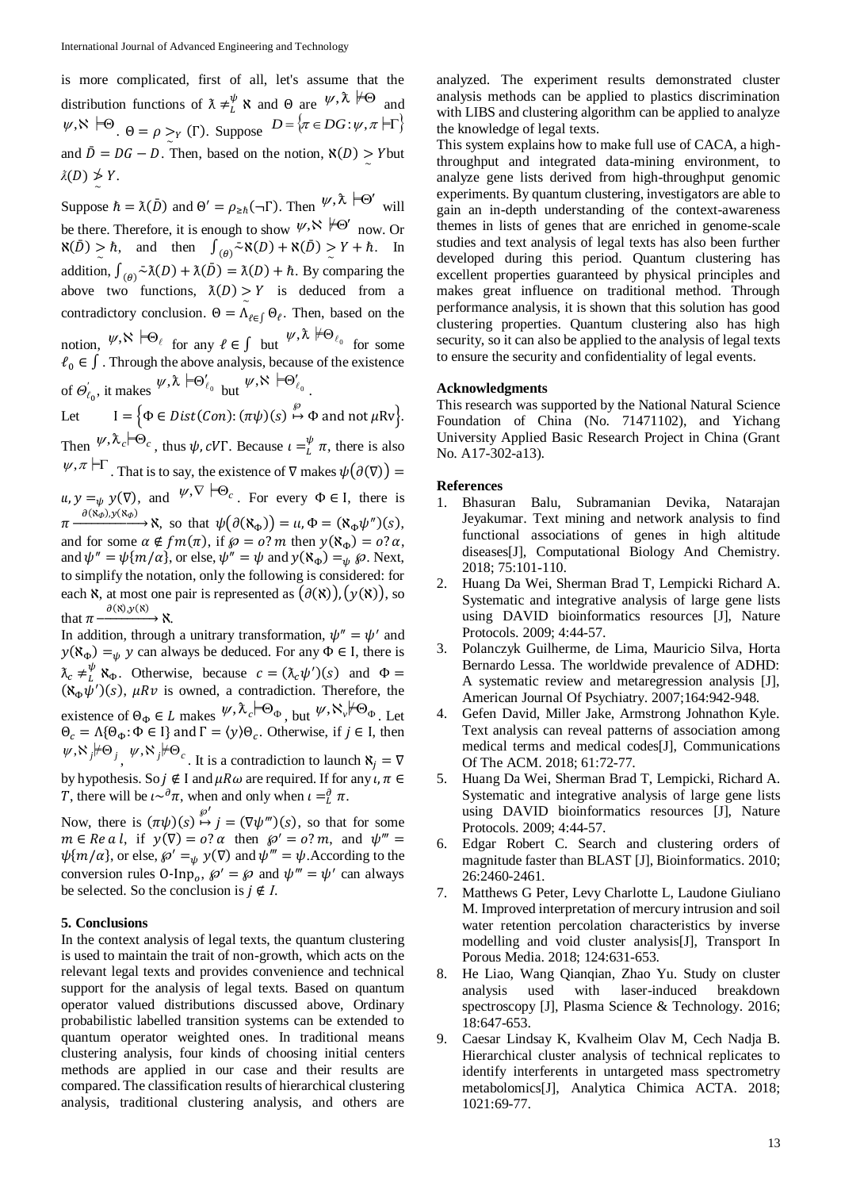is more complicated, first of all, let's assume that the distribution functions of $\tilde{\lambda} \neq_L^{\psi} \aleph$ and $\Theta$ are $\psi, \tilde{\lambda} \not\models \Theta$ and $\psi, \aleph \models \Theta$. $\Theta = \rho \underset{\sim}{>}_Y (\Gamma)$. Suppose $D = \{\pi \in DG : \psi, \pi \models \Gamma\}$ and $\bar{D} = DG - D$. Then, based on the notion, $\aleph(D) \underset{\sim}{>} Y$ but $\tilde{\lambda}(D) \underset{\sim}{\not>} Y$.

Suppose $\hbar = \tilde{\lambda}(\bar{D})$ and $\Theta' = \rho_{\geq \hbar}(\neg\Gamma)$. Then $\psi, \tilde{\lambda} \models \Theta'$ will be there. Therefore, it is enough to show $\psi, \aleph \not\models \Theta'$ now. Or $\aleph(\bar{D}) \underset{\sim}{>} \hbar$, and then $\int_{(\theta)} \tilde{\ } \aleph(D) + \aleph(\bar{D}) \underset{\sim}{>} Y + \hbar$. In addition, $\int_{(\theta)} \tilde{\ } \tilde{\lambda}(D) + \tilde{\lambda}(\bar{D}) = \tilde{\lambda}(D) + \hbar$. By comparing the above two functions, $\tilde{\lambda}(D) \underset{\sim}{>} Y$ is deduced from a contradictory conclusion. $\Theta = \Lambda_{\ell \in \int} \Theta_\ell$. Then, based on the notion, $\psi, \aleph \models \Theta_\ell$ for any $\ell \in \int$ but $\psi, \tilde{\lambda} \not\models \Theta_{\ell_0}$ for some $\ell_0 \in \int$. Through the above analysis, because of the existence of $\Theta'_{\ell_0}$, it makes $\psi, \tilde{\lambda} \models \Theta'_{\ell_0}$ but $\psi, \aleph \models \Theta'_{\ell_0}$.

Let $\quad \mathrm{I} = \left\{ \Phi \in Dist(Con) : (\pi\psi)(s) \overset{\wp}{\mapsto} \Phi \text{ and not } \mu R v \right\}$.

Then $\psi, \tilde{\lambda}_c \models \Theta_c$, thus $\psi, cV\Gamma$. Because $\iota =_L^{\psi} \pi$, there is also $\psi, \pi \models \Gamma$. That is to say, the existence of $\nabla$ makes $\psi(\partial(\nabla)) = u, y =_{\psi} y(\nabla)$, and $\psi, \nabla \models \Theta_c$. For every $\Phi \in \mathrm{I}$, there is $\pi \xrightarrow{\partial(\aleph_\Phi), y(\aleph_\Phi)} \aleph$, so that $\psi(\partial(\aleph_\Phi)) = u, \Phi = (\aleph_\Phi \psi'')(s)$, and for some $\alpha \notin fm(\pi)$, if $\wp = o?\, m$ then $y(\aleph_\Phi) = o?\, \alpha$, and $\psi'' = \psi\{m/\alpha\}$, or else, $\psi'' = \psi$ and $y(\aleph_\Phi) =_{\psi} \wp$. Next, to simplify the notation, only the following is considered: for each $\aleph$, at most one pair is represented as $(\partial(\aleph)), (y(\aleph))$, so that $\pi \xrightarrow{\partial(\aleph), y(\aleph)} \aleph$.

In addition, through a unitrary transformation, $\psi'' = \psi'$ and $y(\aleph_\Phi) =_{\psi} y$ can always be deduced. For any $\Phi \in \mathrm{I}$, there is $\tilde{\lambda}_c \neq_L^{\psi} \aleph_\Phi$. Otherwise, because $c = (\tilde{\lambda}_c \psi')(s)$ and $\Phi = (\aleph_\Phi \psi')(s)$, $\mu R v$ is owned, a contradiction. Therefore, the existence of $\Theta_\Phi \in L$ makes $\psi, \tilde{\lambda}_c \models \Theta_\Phi$, but $\psi, \aleph_v \not\models \Theta_\Phi$. Let $\Theta_c = \Lambda\{\Theta_\Phi : \Phi \in \mathrm{I}\}$ and $\Gamma = \langle y \rangle \Theta_c$. Otherwise, if $j \in \mathrm{I}$, then $\psi, \aleph_j \not\models \Theta_j$, $\psi, \aleph_j \not\models \Theta_c$. It is a contradiction to launch $\aleph_j = \nabla$ by hypothesis. So $j \notin \mathrm{I}$ and $\mu R \omega$ are required. If for any $\iota, \pi \in T$, there will be $\iota \sim^{\partial} \pi$, when and only when $\iota =_L^{\partial} \pi$.

Now, there is $(\pi\psi)(s) \overset{\wp'}{\mapsto} j = (\nabla\psi''')(s)$, so that for some $m \in Re\,a\,l$, if $y(\nabla) = o?\,\alpha$ then $\wp' = o?\,m$, and $\psi''' = \psi\{m/\alpha\}$, or else, $\wp' =_{\psi} y(\nabla)$ and $\psi''' = \psi$. According to the conversion rules O-Inp$_o$, $\wp' = \wp$ and $\psi''' = \psi'$ can always be selected. So the conclusion is $j \notin I$.

## 5. Conclusions

In the context analysis of legal texts, the quantum clustering is used to maintain the trait of non-growth, which acts on the relevant legal texts and provides convenience and technical support for the analysis of legal texts. Based on quantum operator valued distributions discussed above, Ordinary probabilistic labelled transition systems can be extended to quantum operator weighted ones. In traditional means clustering analysis, four kinds of choosing initial centers methods are applied in our case and their results are compared. The classification results of hierarchical clustering analysis, traditional clustering analysis, and others are analyzed. The experiment results demonstrated cluster analysis methods can be applied to plastics discrimination with LIBS and clustering algorithm can be applied to analyze the knowledge of legal texts.

This system explains how to make full use of CACA, a high-throughput and integrated data-mining environment, to analyze gene lists derived from high-throughput genomic experiments. By quantum clustering, investigators are able to gain an in-depth understanding of the context-awareness themes in lists of genes that are enriched in genome-scale studies and text analysis of legal texts has also been further developed during this period. Quantum clustering has excellent properties guaranteed by physical principles and makes great influence on traditional method. Through performance analysis, it is shown that this solution has good clustering properties. Quantum clustering also has high security, so it can also be applied to the analysis of legal texts to ensure the security and confidentiality of legal events.

## Acknowledgments

This research was supported by the National Natural Science Foundation of China (No. 71471102), and Yichang University Applied Basic Research Project in China (Grant No. A17-302-a13).

## References

1. Bhasuran Balu, Subramanian Devika, Natarajan Jeyakumar. Text mining and network analysis to find functional associations of genes in high altitude diseases[J], Computational Biology And Chemistry. 2018; 75:101-110.
2. Huang Da Wei, Sherman Brad T, Lempicki Richard A. Systematic and integrative analysis of large gene lists using DAVID bioinformatics resources [J], Nature Protocols. 2009; 4:44-57.
3. Polanczyk Guilherme, de Lima, Mauricio Silva, Horta Bernardo Lessa. The worldwide prevalence of ADHD: A systematic review and metaregression analysis [J], American Journal Of Psychiatry. 2007;164:942-948.
4. Gefen David, Miller Jake, Armstrong Johnathon Kyle. Text analysis can reveal patterns of association among medical terms and medical codes[J], Communications Of The ACM. 2018; 61:72-77.
5. Huang Da Wei, Sherman Brad T, Lempicki, Richard A. Systematic and integrative analysis of large gene lists using DAVID bioinformatics resources [J], Nature Protocols. 2009; 4:44-57.
6. Edgar Robert C. Search and clustering orders of magnitude faster than BLAST [J], Bioinformatics. 2010; 26:2460-2461.
7. Matthews G Peter, Levy Charlotte L, Laudone Giuliano M. Improved interpretation of mercury intrusion and soil water retention percolation characteristics by inverse modelling and void cluster analysis[J], Transport In Porous Media. 2018; 124:631-653.
8. He Liao, Wang Qianqian, Zhao Yu. Study on cluster analysis used with laser-induced breakdown spectroscopy [J], Plasma Science & Technology. 2016; 18:647-653.
9. Caesar Lindsay K, Kvalheim Olav M, Cech Nadja B. Hierarchical cluster analysis of technical replicates to identify interferents in untargeted mass spectrometry metabolomics[J], Analytica Chimica ACTA. 2018; 1021:69-77.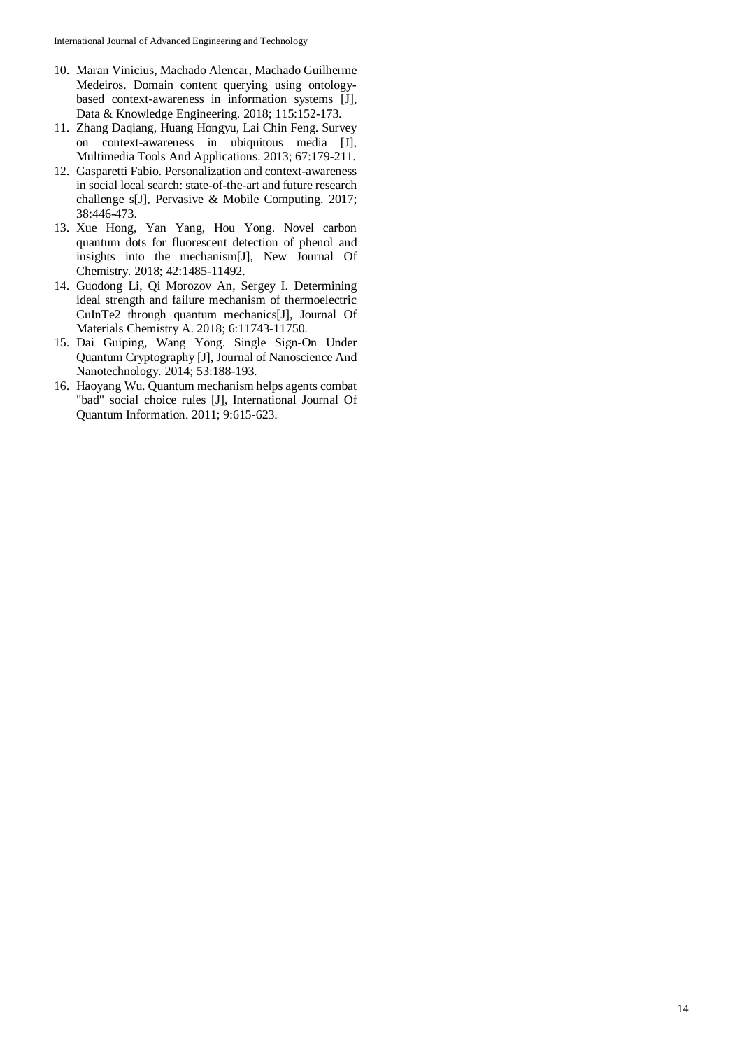10. Maran Vinicius, Machado Alencar, Machado Guilherme Medeiros. Domain content querying using ontology-based context-awareness in information systems [J], Data & Knowledge Engineering. 2018; 115:152-173.
11. Zhang Daqiang, Huang Hongyu, Lai Chin Feng. Survey on context-awareness in ubiquitous media [J], Multimedia Tools And Applications. 2013; 67:179-211.
12. Gasparetti Fabio. Personalization and context-awareness in social local search: state-of-the-art and future research challenge s[J], Pervasive & Mobile Computing. 2017; 38:446-473.
13. Xue Hong, Yan Yang, Hou Yong. Novel carbon quantum dots for fluorescent detection of phenol and insights into the mechanism[J], New Journal Of Chemistry. 2018; 42:1485-11492.
14. Guodong Li, Qi Morozov An, Sergey I. Determining ideal strength and failure mechanism of thermoelectric CuInTe2 through quantum mechanics[J], Journal Of Materials Chemistry A. 2018; 6:11743-11750.
15. Dai Guiping, Wang Yong. Single Sign-On Under Quantum Cryptography [J], Journal of Nanoscience And Nanotechnology. 2014; 53:188-193.
16. Haoyang Wu. Quantum mechanism helps agents combat "bad" social choice rules [J], International Journal Of Quantum Information. 2011; 9:615-623.